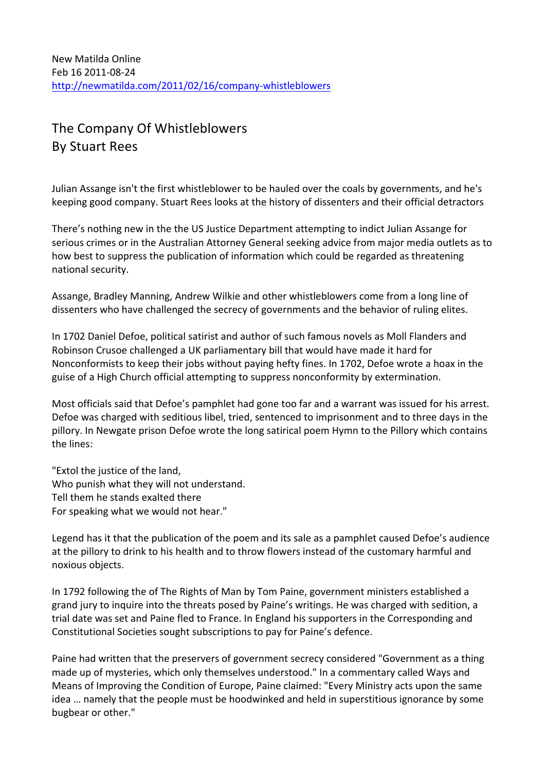New Matilda Online
Feb 16 2011-08-24
http://newmatilda.com/2011/02/16/company-whistleblowers

# The Company Of Whistleblowers
## By Stuart Rees

Julian Assange isn't the first whistleblower to be hauled over the coals by governments, and he's keeping good company. Stuart Rees looks at the history of dissenters and their official detractors

There's nothing new in the the US Justice Department attempting to indict Julian Assange for serious crimes or in the Australian Attorney General seeking advice from major media outlets as to how best to suppress the publication of information which could be regarded as threatening national security.

Assange, Bradley Manning, Andrew Wilkie and other whistleblowers come from a long line of dissenters who have challenged the secrecy of governments and the behavior of ruling elites.

In 1702 Daniel Defoe, political satirist and author of such famous novels as Moll Flanders and Robinson Crusoe challenged a UK parliamentary bill that would have made it hard for Nonconformists to keep their jobs without paying hefty fines. In 1702, Defoe wrote a hoax in the guise of a High Church official attempting to suppress nonconformity by extermination.

Most officials said that Defoe's pamphlet had gone too far and a warrant was issued for his arrest. Defoe was charged with seditious libel, tried, sentenced to imprisonment and to three days in the pillory. In Newgate prison Defoe wrote the long satirical poem Hymn to the Pillory which contains the lines:

"Extol the justice of the land,
Who punish what they will not understand.
Tell them he stands exalted there
For speaking what we would not hear."

Legend has it that the publication of the poem and its sale as a pamphlet caused Defoe's audience at the pillory to drink to his health and to throw flowers instead of the customary harmful and noxious objects.

In 1792 following the of The Rights of Man by Tom Paine, government ministers established a grand jury to inquire into the threats posed by Paine's writings. He was charged with sedition, a trial date was set and Paine fled to France. In England his supporters in the Corresponding and Constitutional Societies sought subscriptions to pay for Paine's defence.

Paine had written that the preservers of government secrecy considered "Government as a thing made up of mysteries, which only themselves understood." In a commentary called Ways and Means of Improving the Condition of Europe, Paine claimed: "Every Ministry acts upon the same idea … namely that the people must be hoodwinked and held in superstitious ignorance by some bugbear or other."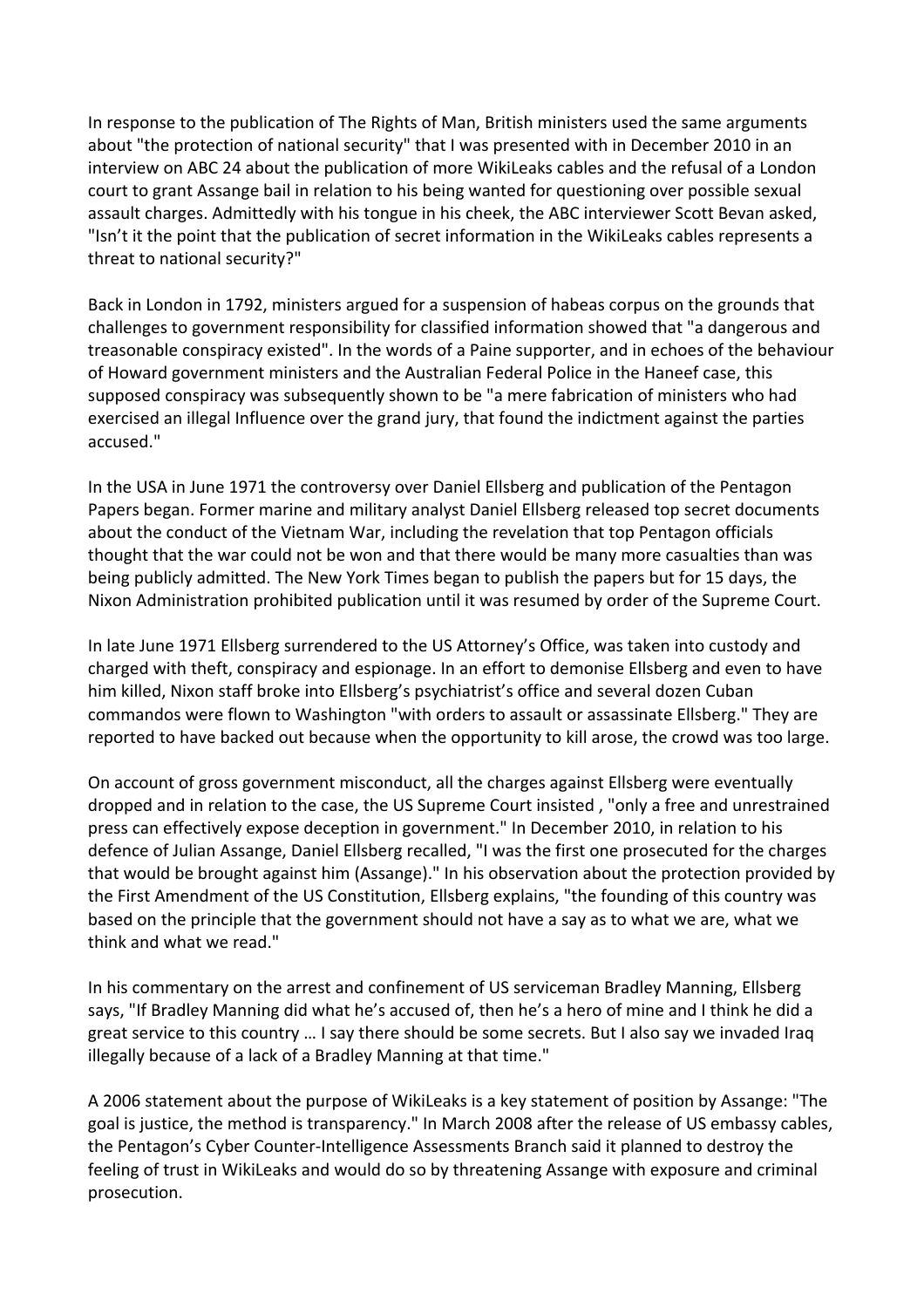In response to the publication of The Rights of Man, British ministers used the same arguments about "the protection of national security" that I was presented with in December 2010 in an interview on ABC 24 about the publication of more WikiLeaks cables and the refusal of a London court to grant Assange bail in relation to his being wanted for questioning over possible sexual assault charges. Admittedly with his tongue in his cheek, the ABC interviewer Scott Bevan asked, "Isn't it the point that the publication of secret information in the WikiLeaks cables represents a threat to national security?"

Back in London in 1792, ministers argued for a suspension of habeas corpus on the grounds that challenges to government responsibility for classified information showed that "a dangerous and treasonable conspiracy existed". In the words of a Paine supporter, and in echoes of the behaviour of Howard government ministers and the Australian Federal Police in the Haneef case, this supposed conspiracy was subsequently shown to be "a mere fabrication of ministers who had exercised an illegal Influence over the grand jury, that found the indictment against the parties accused."

In the USA in June 1971 the controversy over Daniel Ellsberg and publication of the Pentagon Papers began. Former marine and military analyst Daniel Ellsberg released top secret documents about the conduct of the Vietnam War, including the revelation that top Pentagon officials thought that the war could not be won and that there would be many more casualties than was being publicly admitted. The New York Times began to publish the papers but for 15 days, the Nixon Administration prohibited publication until it was resumed by order of the Supreme Court.

In late June 1971 Ellsberg surrendered to the US Attorney's Office, was taken into custody and charged with theft, conspiracy and espionage. In an effort to demonise Ellsberg and even to have him killed, Nixon staff broke into Ellsberg's psychiatrist's office and several dozen Cuban commandos were flown to Washington "with orders to assault or assassinate Ellsberg." They are reported to have backed out because when the opportunity to kill arose, the crowd was too large.

On account of gross government misconduct, all the charges against Ellsberg were eventually dropped and in relation to the case, the US Supreme Court insisted , "only a free and unrestrained press can effectively expose deception in government." In December 2010, in relation to his defence of Julian Assange, Daniel Ellsberg recalled, "I was the first one prosecuted for the charges that would be brought against him (Assange)." In his observation about the protection provided by the First Amendment of the US Constitution, Ellsberg explains, "the founding of this country was based on the principle that the government should not have a say as to what we are, what we think and what we read."

In his commentary on the arrest and confinement of US serviceman Bradley Manning, Ellsberg says, "If Bradley Manning did what he's accused of, then he's a hero of mine and I think he did a great service to this country … I say there should be some secrets. But I also say we invaded Iraq illegally because of a lack of a Bradley Manning at that time."

A 2006 statement about the purpose of WikiLeaks is a key statement of position by Assange: "The goal is justice, the method is transparency." In March 2008 after the release of US embassy cables, the Pentagon's Cyber Counter-Intelligence Assessments Branch said it planned to destroy the feeling of trust in WikiLeaks and would do so by threatening Assange with exposure and criminal prosecution.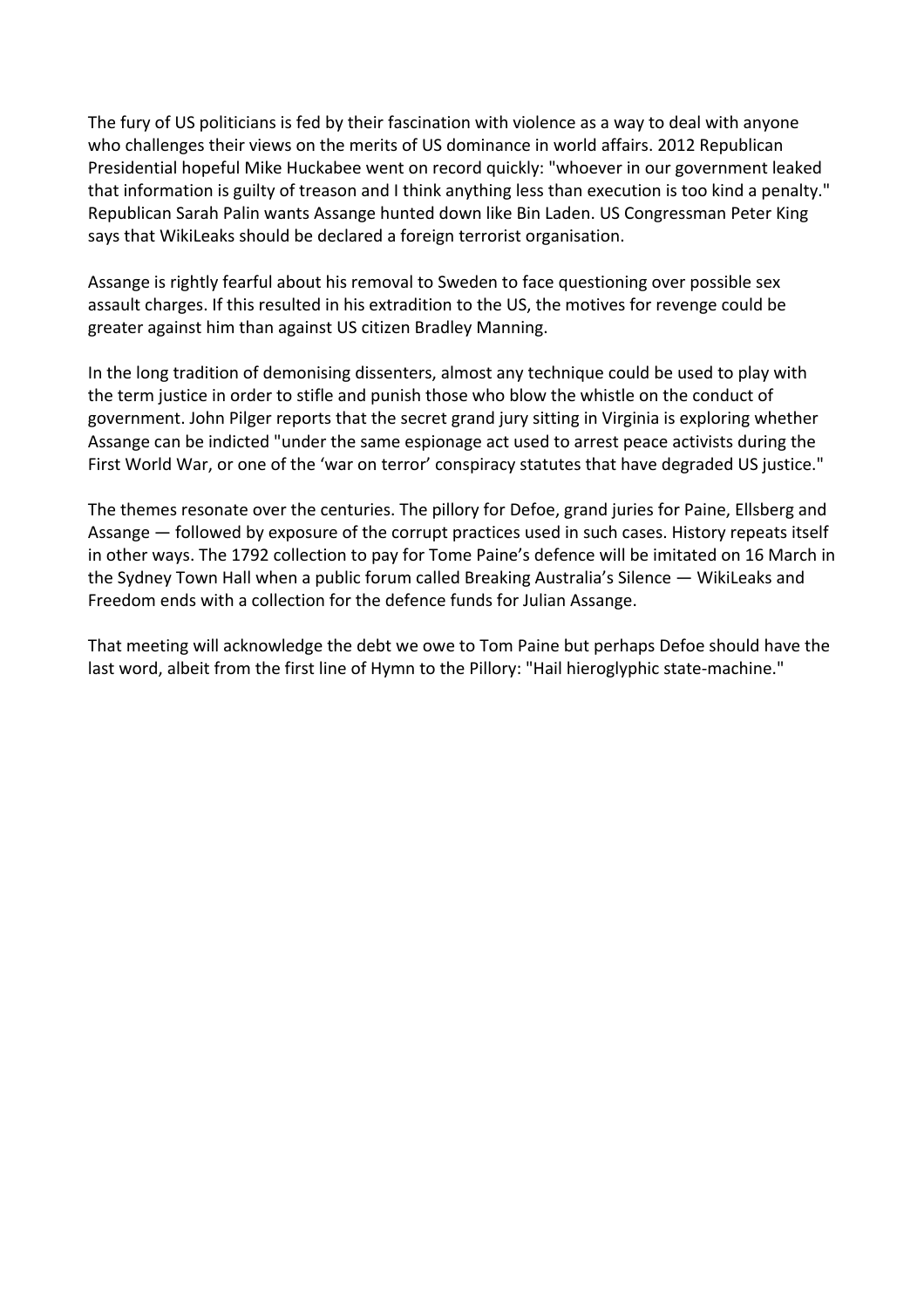The fury of US politicians is fed by their fascination with violence as a way to deal with anyone who challenges their views on the merits of US dominance in world affairs. 2012 Republican Presidential hopeful Mike Huckabee went on record quickly: "whoever in our government leaked that information is guilty of treason and I think anything less than execution is too kind a penalty." Republican Sarah Palin wants Assange hunted down like Bin Laden. US Congressman Peter King says that WikiLeaks should be declared a foreign terrorist organisation.

Assange is rightly fearful about his removal to Sweden to face questioning over possible sex assault charges. If this resulted in his extradition to the US, the motives for revenge could be greater against him than against US citizen Bradley Manning.

In the long tradition of demonising dissenters, almost any technique could be used to play with the term justice in order to stifle and punish those who blow the whistle on the conduct of government. John Pilger reports that the secret grand jury sitting in Virginia is exploring whether Assange can be indicted "under the same espionage act used to arrest peace activists during the First World War, or one of the 'war on terror' conspiracy statutes that have degraded US justice."

The themes resonate over the centuries. The pillory for Defoe, grand juries for Paine, Ellsberg and Assange — followed by exposure of the corrupt practices used in such cases. History repeats itself in other ways. The 1792 collection to pay for Tome Paine's defence will be imitated on 16 March in the Sydney Town Hall when a public forum called Breaking Australia's Silence — WikiLeaks and Freedom ends with a collection for the defence funds for Julian Assange.

That meeting will acknowledge the debt we owe to Tom Paine but perhaps Defoe should have the last word, albeit from the first line of Hymn to the Pillory: "Hail hieroglyphic state-machine."